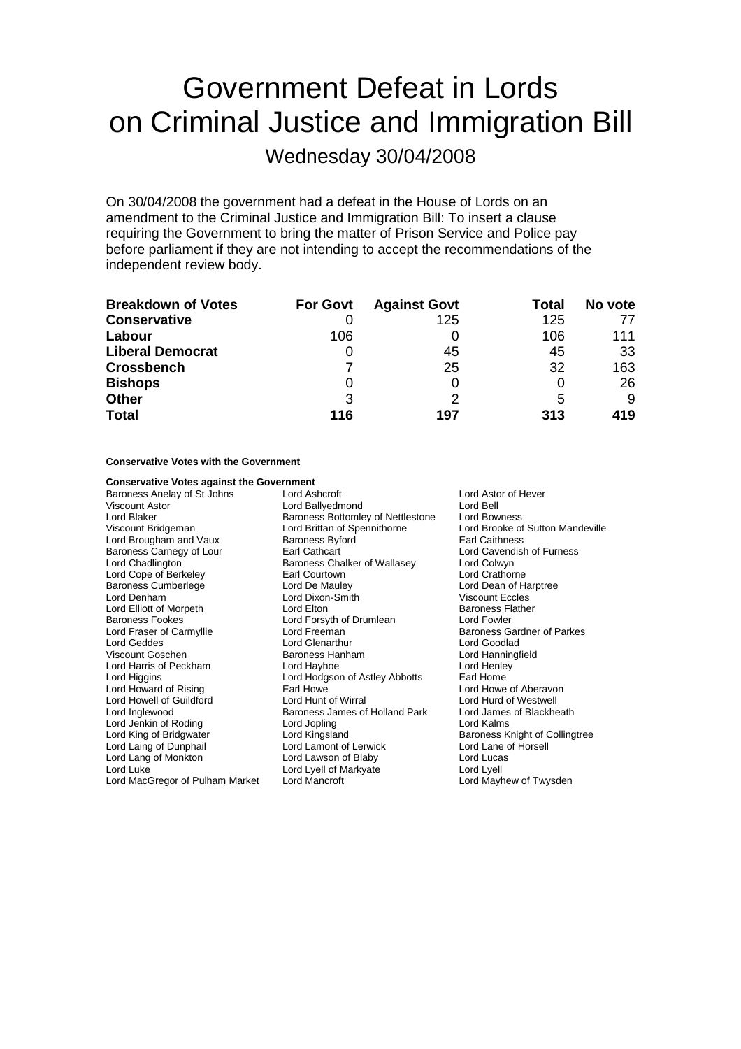# Government Defeat in Lords on Criminal Justice and Immigration Bill

Wednesday 30/04/2008

On 30/04/2008 the government had a defeat in the House of Lords on an amendment to the Criminal Justice and Immigration Bill: To insert a clause requiring the Government to bring the matter of Prison Service and Police pay before parliament if they are not intending to accept the recommendations of the independent review body.

| Breakdown of Votes | For Govt | Against Govt | Total | No vote |
|---|---|---|---|---|
| Conservative | 0 | 125 | 125 | 77 |
| Labour | 106 | 0 | 106 | 111 |
| Liberal Democrat | 0 | 45 | 45 | 33 |
| Crossbench | 7 | 25 | 32 | 163 |
| Bishops | 0 | 0 | 0 | 26 |
| Other | 3 | 2 | 5 | 9 |
| **Total** | **116** | **197** | **313** | **419** |

**Conservative Votes with the Government**

**Conservative Votes against the Government**

Baroness Anelay of St Johns
Lord Ashcroft
Lord Astor of Hever
Viscount Astor
Lord Ballyedmond
Lord Bell
Lord Blaker
Baroness Bottomley of Nettlestone
Lord Bowness
Viscount Bridgeman
Lord Brittan of Spennithorne
Lord Brooke of Sutton Mandeville
Lord Brougham and Vaux
Baroness Byford
Earl Caithness
Baroness Carnegy of Lour
Earl Cathcart
Lord Cavendish of Furness
Lord Chadlington
Baroness Chalker of Wallasey
Lord Colwyn
Lord Cope of Berkeley
Earl Courtown
Lord Crathorne
Baroness Cumberlege
Lord De Mauley
Lord Dean of Harptree
Lord Denham
Lord Dixon-Smith
Viscount Eccles
Lord Elliott of Morpeth
Lord Elton
Baroness Flather
Baroness Fookes
Lord Forsyth of Drumlean
Lord Fowler
Lord Fraser of Carmyllie
Lord Freeman
Baroness Gardner of Parkes
Lord Geddes
Lord Glenarthur
Lord Goodlad
Viscount Goschen
Baroness Hanham
Lord Hanningfield
Lord Harris of Peckham
Lord Hayhoe
Lord Henley
Lord Higgins
Lord Hodgson of Astley Abbotts
Earl Home
Lord Howard of Rising
Earl Howe
Lord Howe of Aberavon
Lord Howell of Guildford
Lord Hunt of Wirral
Lord Hurd of Westwell
Lord Inglewood
Baroness James of Holland Park
Lord James of Blackheath
Lord Jenkin of Roding
Lord Jopling
Lord Kalms
Lord King of Bridgwater
Lord Kingsland
Baroness Knight of Collingtree
Lord Laing of Dunphail
Lord Lamont of Lerwick
Lord Lane of Horsell
Lord Lang of Monkton
Lord Lawson of Blaby
Lord Lucas
Lord Luke
Lord Lyell of Markyate
Lord Lyell
Lord MacGregor of Pulham Market
Lord Mancroft
Lord Mayhew of Twysden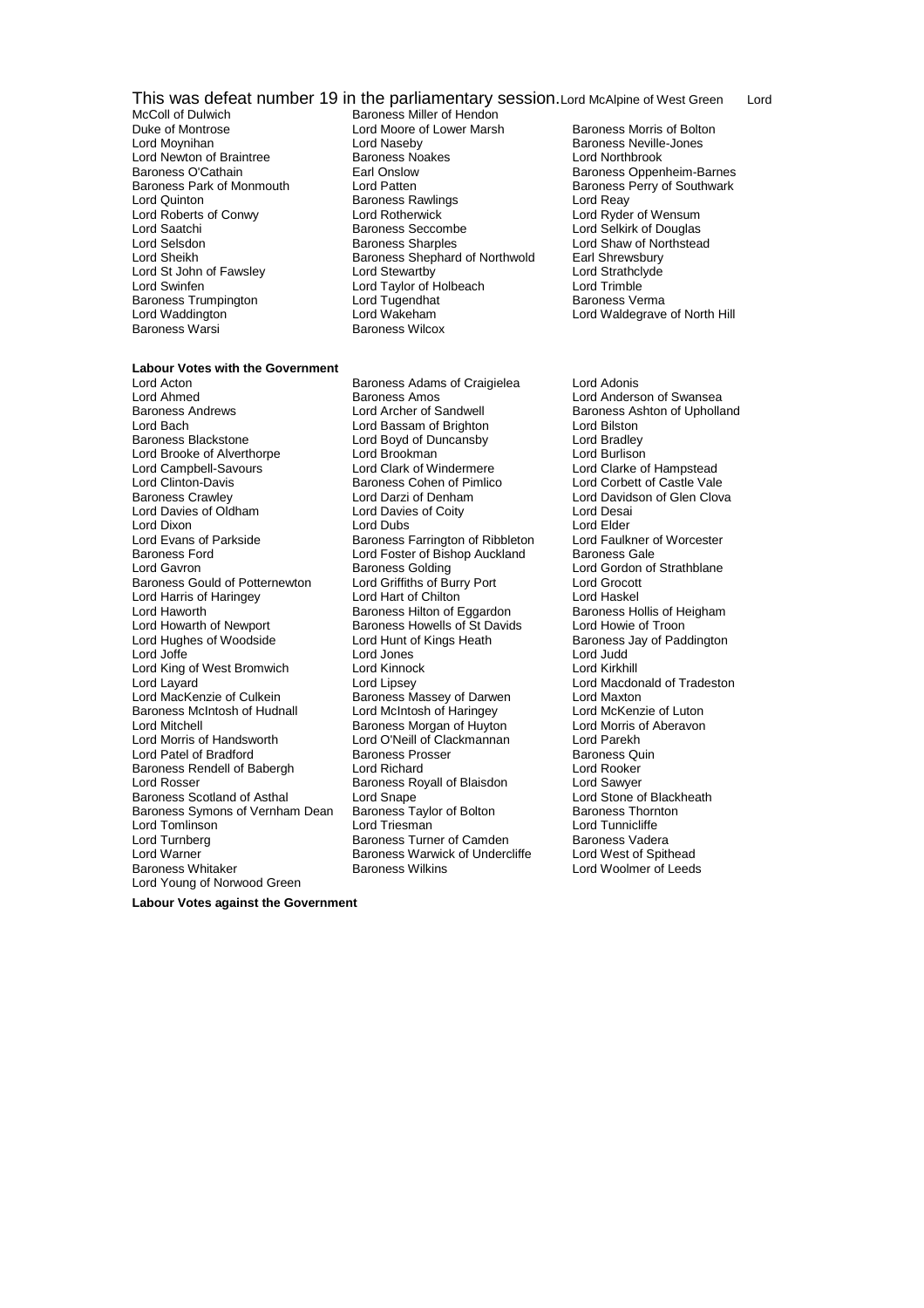This was defeat number 19 in the parliamentary session. Lord McAlpine of West Green Lord McColl of Dulwich Baroness Miller of Hendon Duke of Montrose Lord Moore of Lower Marsh Baroness Morris of Bolton Lord Moynihan Lord Naseby Baroness Neville-Jones Lord Newton of Braintree Baroness Noakes Lord Northbrook Baroness O'Cathain Earl Onslow Baroness Oppenheim-Barnes Baroness Park of Monmouth Lord Patten Baroness Perry of Southwark Lord Quinton Baroness Rawlings Lord Reay Lord Roberts of Conwy Lord Rotherwick Lord Ryder of Wensum Lord Saatchi Baroness Seccombe Lord Selkirk of Douglas Lord Selsdon Baroness Sharples Lord Shaw of Northstead Lord Sheikh Baroness Shephard of Northwold Earl Shrewsbury Lord St John of Fawsley Lord Stewartby Lord Strathclyde Lord Swinfen Lord Taylor of Holbeach Lord Trimble Baroness Trumpington Lord Tugendhat Baroness Verma Lord Waddington Lord Wakeham Lord Waldegrave of North Hill Baroness Warsi Baroness Wilcox

**Labour Votes with the Government**

Lord Acton Baroness Adams of Craigielea Lord Adonis Lord Ahmed Baroness Amos Lord Anderson of Swansea Baroness Andrews Lord Archer of Sandwell Baroness Ashton of Upholland Lord Bach Lord Bassam of Brighton Lord Bilston Baroness Blackstone Lord Boyd of Duncansby Lord Bradley Lord Brooke of Alverthorpe Lord Brookman Lord Burlison Lord Campbell-Savours Lord Clark of Windermere Lord Clarke of Hampstead Lord Clinton-Davis Baroness Cohen of Pimlico Lord Corbett of Castle Vale Baroness Crawley Lord Darzi of Denham Lord Davidson of Glen Clova Lord Davies of Oldham Lord Davies of Coity Lord Desai Lord Dixon Lord Dubs Lord Elder Lord Evans of Parkside Baroness Farrington of Ribbleton Lord Faulkner of Worcester Baroness Ford Lord Foster of Bishop Auckland Baroness Gale Lord Gavron Baroness Golding Lord Gordon of Strathblane Baroness Gould of Potternewton Lord Griffiths of Burry Port Lord Grocott Lord Harris of Haringey Lord Hart of Chilton Lord Haskel Lord Haworth Baroness Hilton of Eggardon Baroness Hollis of Heigham Lord Howarth of Newport Baroness Howells of St Davids Lord Howie of Troon Lord Hughes of Woodside Lord Hunt of Kings Heath Baroness Jay of Paddington Lord Joffe Lord Jones Lord Judd Lord King of West Bromwich Lord Kinnock Lord Kirkhill Lord Layard Lord Lipsey Lord Macdonald of Tradeston Lord MacKenzie of Culkein Baroness Massey of Darwen Lord Maxton Baroness McIntosh of Hudnall Lord McIntosh of Haringey Lord McKenzie of Luton Lord Mitchell Baroness Morgan of Huyton Lord Morris of Aberavon Lord Morris of Handsworth Lord O'Neill of Clackmannan Lord Parekh Lord Patel of Bradford Baroness Prosser Baroness Quin Baroness Rendell of Babergh Lord Richard Lord Rooker Lord Rosser Baroness Royall of Blaisdon Lord Sawyer Baroness Scotland of Asthal Lord Snape Lord Stone of Blackheath Baroness Symons of Vernham Dean Baroness Taylor of Bolton Baroness Thornton Lord Tomlinson Lord Triesman Lord Tunnicliffe Lord Turnberg Baroness Turner of Camden Baroness Vadera Lord Warner Baroness Warwick of Undercliffe Lord West of Spithead Baroness Whitaker Baroness Wilkins Lord Woolmer of Leeds Lord Young of Norwood Green

**Labour Votes against the Government**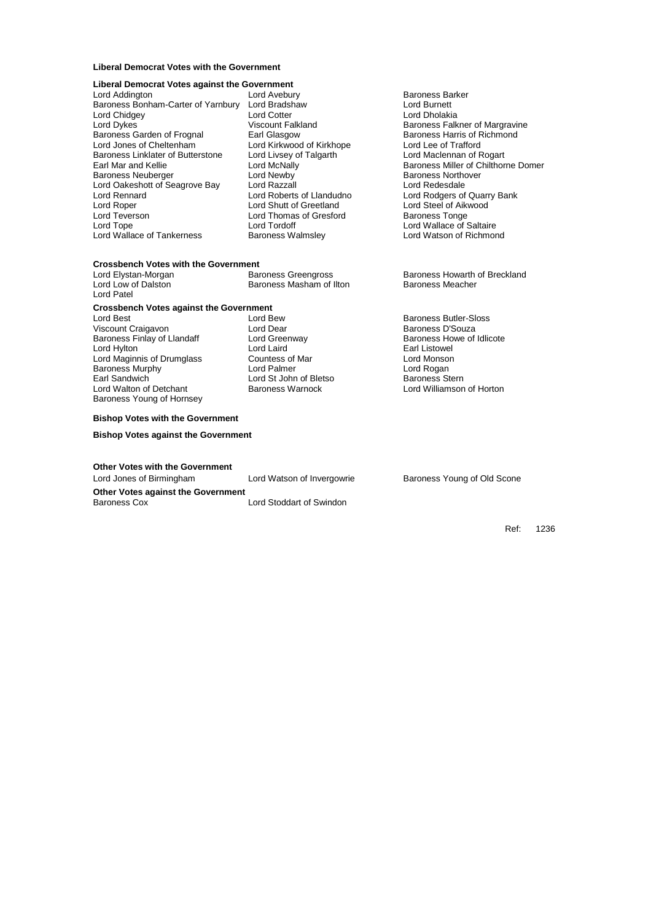**Liberal Democrat Votes with the Government**

**Liberal Democrat Votes against the Government**

| | | |
|---|---|---|
| Lord Addington | Lord Avebury | Baroness Barker |
| Baroness Bonham-Carter of Yarnbury | Lord Bradshaw | Lord Burnett |
| Lord Chidgey | Lord Cotter | Lord Dholakia |
| Lord Dykes | Viscount Falkland | Baroness Falkner of Margravine |
| Baroness Garden of Frognal | Earl Glasgow | Baroness Harris of Richmond |
| Lord Jones of Cheltenham | Lord Kirkwood of Kirkhope | Lord Lee of Trafford |
| Baroness Linklater of Butterstone | Lord Livsey of Talgarth | Lord Maclennan of Rogart |
| Earl Mar and Kellie | Lord McNally | Baroness Miller of Chilthorne Domer |
| Baroness Neuberger | Lord Newby | Baroness Northover |
| Lord Oakeshott of Seagrove Bay | Lord Razzall | Lord Redesdale |
| Lord Rennard | Lord Roberts of Llandudno | Lord Rodgers of Quarry Bank |
| Lord Roper | Lord Shutt of Greetland | Lord Steel of Aikwood |
| Lord Teverson | Lord Thomas of Gresford | Baroness Tonge |
| Lord Tope | Lord Tordoff | Lord Wallace of Saltaire |
| Lord Wallace of Tankerness | Baroness Walmsley | Lord Watson of Richmond |

**Crossbench Votes with the Government**

| | | |
|---|---|---|
| Lord Elystan-Morgan | Baroness Greengross | Baroness Howarth of Breckland |
| Lord Low of Dalston | Baroness Masham of Ilton | Baroness Meacher |
| Lord Patel | | |

**Crossbench Votes against the Government**

| | | |
|---|---|---|
| Lord Best | Lord Bew | Baroness Butler-Sloss |
| Viscount Craigavon | Lord Dear | Baroness D'Souza |
| Baroness Finlay of Llandaff | Lord Greenway | Baroness Howe of Idlicote |
| Lord Hylton | Lord Laird | Earl Listowel |
| Lord Maginnis of Drumglass | Countess of Mar | Lord Monson |
| Baroness Murphy | Lord Palmer | Lord Rogan |
| Earl Sandwich | Lord St John of Bletso | Baroness Stern |
| Lord Walton of Detchant | Baroness Warnock | Lord Williamson of Horton |
| Baroness Young of Hornsey | | |

**Bishop Votes with the Government**

**Bishop Votes against the Government**

**Other Votes with the Government**

| | | |
|---|---|---|
| Lord Jones of Birmingham | Lord Watson of Invergowrie | Baroness Young of Old Scone |

**Other Votes against the Government**

| | |
|---|---|
| Baroness Cox | Lord Stoddart of Swindon |

Ref: 1236